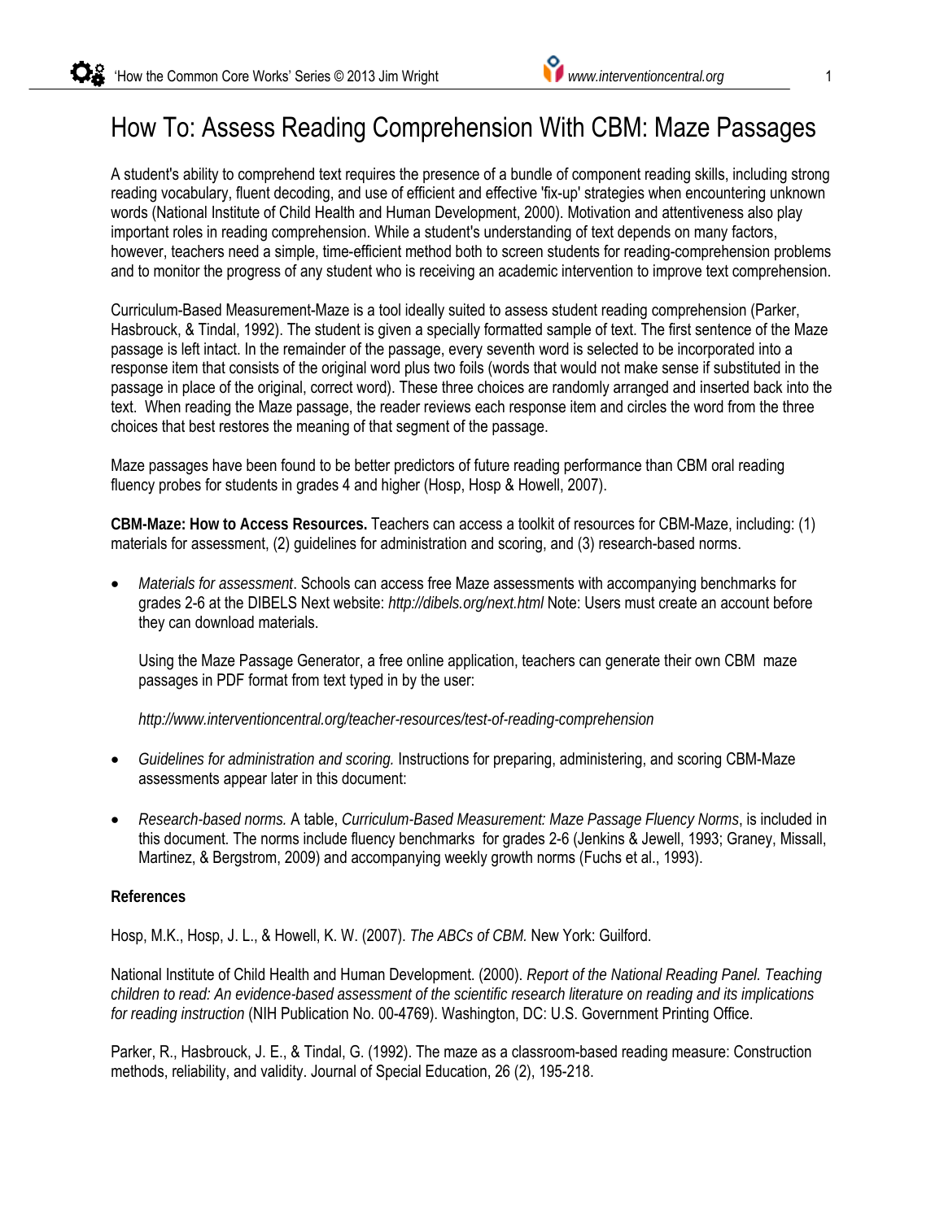# How To: Assess Reading Comprehension With CBM: Maze Passages

A student's ability to comprehend text requires the presence of a bundle of component reading skills, including strong reading vocabulary, fluent decoding, and use of efficient and effective 'fix-up' strategies when encountering unknown words (National Institute of Child Health and Human Development, 2000). Motivation and attentiveness also play important roles in reading comprehension. While a student's understanding of text depends on many factors, however, teachers need a simple, time-efficient method both to screen students for reading-comprehension problems and to monitor the progress of any student who is receiving an academic intervention to improve text comprehension.

Curriculum-Based Measurement-Maze is a tool ideally suited to assess student reading comprehension (Parker, Hasbrouck, & Tindal, 1992). The student is given a specially formatted sample of text. The first sentence of the Maze passage is left intact. In the remainder of the passage, every seventh word is selected to be incorporated into a response item that consists of the original word plus two foils (words that would not make sense if substituted in the passage in place of the original, correct word). These three choices are randomly arranged and inserted back into the text. When reading the Maze passage, the reader reviews each response item and circles the word from the three choices that best restores the meaning of that segment of the passage.

Maze passages have been found to be better predictors of future reading performance than CBM oral reading fluency probes for students in grades 4 and higher (Hosp, Hosp & Howell, 2007).

**CBM-Maze: How to Access Resources.** Teachers can access a toolkit of resources for CBM-Maze, including: (1) materials for assessment, (2) guidelines for administration and scoring, and (3) research-based norms.

- *Materials for assessment*. Schools can access free Maze assessments with accompanying benchmarks for grades 2-6 at the DIBELS Next website: *http://dibels.org/next.html* Note: Users must create an account before they can download materials.

  Using the Maze Passage Generator, a free online application, teachers can generate their own CBM maze passages in PDF format from text typed in by the user:

  *http://www.interventioncentral.org/teacher-resources/test-of-reading-comprehension*

- *Guidelines for administration and scoring.* Instructions for preparing, administering, and scoring CBM-Maze assessments appear later in this document:

- *Research-based norms.* A table, *Curriculum-Based Measurement: Maze Passage Fluency Norms*, is included in this document. The norms include fluency benchmarks for grades 2-6 (Jenkins & Jewell, 1993; Graney, Missall, Martinez, & Bergstrom, 2009) and accompanying weekly growth norms (Fuchs et al., 1993).

#### References

Hosp, M.K., Hosp, J. L., & Howell, K. W. (2007). *The ABCs of CBM.* New York: Guilford.

National Institute of Child Health and Human Development. (2000). *Report of the National Reading Panel. Teaching children to read: An evidence-based assessment of the scientific research literature on reading and its implications for reading instruction* (NIH Publication No. 00-4769). Washington, DC: U.S. Government Printing Office.

Parker, R., Hasbrouck, J. E., & Tindal, G. (1992). The maze as a classroom-based reading measure: Construction methods, reliability, and validity. Journal of Special Education, 26 (2), 195-218.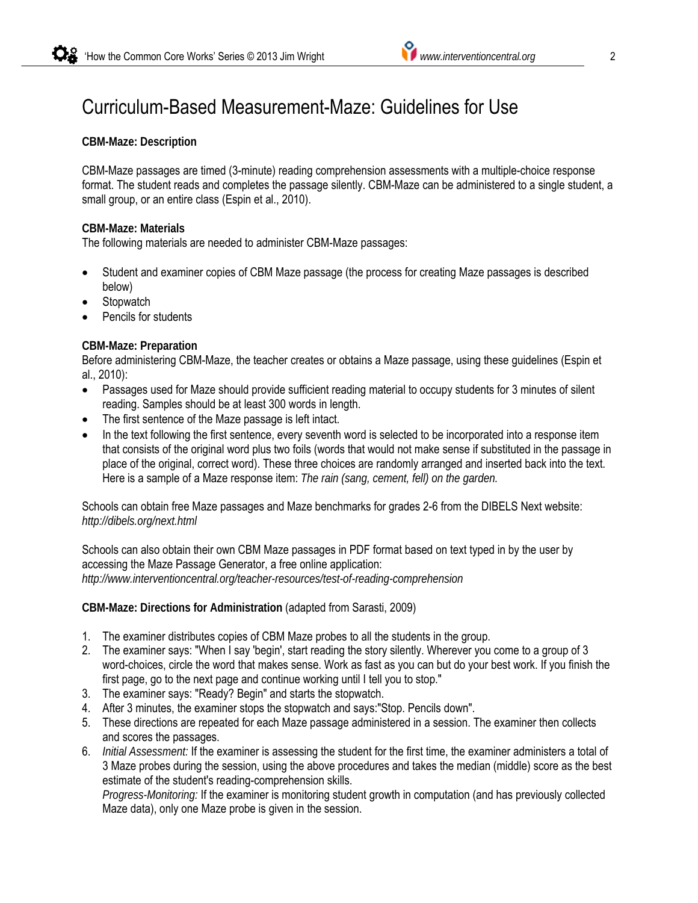# Curriculum-Based Measurement-Maze: Guidelines for Use

**CBM-Maze: Description**

CBM-Maze passages are timed (3-minute) reading comprehension assessments with a multiple-choice response format. The student reads and completes the passage silently. CBM-Maze can be administered to a single student, a small group, or an entire class (Espin et al., 2010).

**CBM-Maze: Materials**

The following materials are needed to administer CBM-Maze passages:

- Student and examiner copies of CBM Maze passage (the process for creating Maze passages is described below)
- Stopwatch
- Pencils for students

**CBM-Maze: Preparation**

Before administering CBM-Maze, the teacher creates or obtains a Maze passage, using these guidelines (Espin et al., 2010):

- Passages used for Maze should provide sufficient reading material to occupy students for 3 minutes of silent reading. Samples should be at least 300 words in length.
- The first sentence of the Maze passage is left intact.
- In the text following the first sentence, every seventh word is selected to be incorporated into a response item that consists of the original word plus two foils (words that would not make sense if substituted in the passage in place of the original, correct word). These three choices are randomly arranged and inserted back into the text. Here is a sample of a Maze response item: *The rain (sang, cement, fell) on the garden.*

Schools can obtain free Maze passages and Maze benchmarks for grades 2-6 from the DIBELS Next website: *http://dibels.org/next.html*

Schools can also obtain their own CBM Maze passages in PDF format based on text typed in by the user by accessing the Maze Passage Generator, a free online application: *http://www.interventioncentral.org/teacher-resources/test-of-reading-comprehension*

**CBM-Maze: Directions for Administration** (adapted from Sarasti, 2009)

1. The examiner distributes copies of CBM Maze probes to all the students in the group.
2. The examiner says: "When I say 'begin', start reading the story silently. Wherever you come to a group of 3 word-choices, circle the word that makes sense. Work as fast as you can but do your best work. If you finish the first page, go to the next page and continue working until I tell you to stop."
3. The examiner says: "Ready? Begin" and starts the stopwatch.
4. After 3 minutes, the examiner stops the stopwatch and says:"Stop. Pencils down".
5. These directions are repeated for each Maze passage administered in a session. The examiner then collects and scores the passages.
6. *Initial Assessment:* If the examiner is assessing the student for the first time, the examiner administers a total of 3 Maze probes during the session, using the above procedures and takes the median (middle) score as the best estimate of the student's reading-comprehension skills.
   *Progress-Monitoring:* If the examiner is monitoring student growth in computation (and has previously collected Maze data), only one Maze probe is given in the session.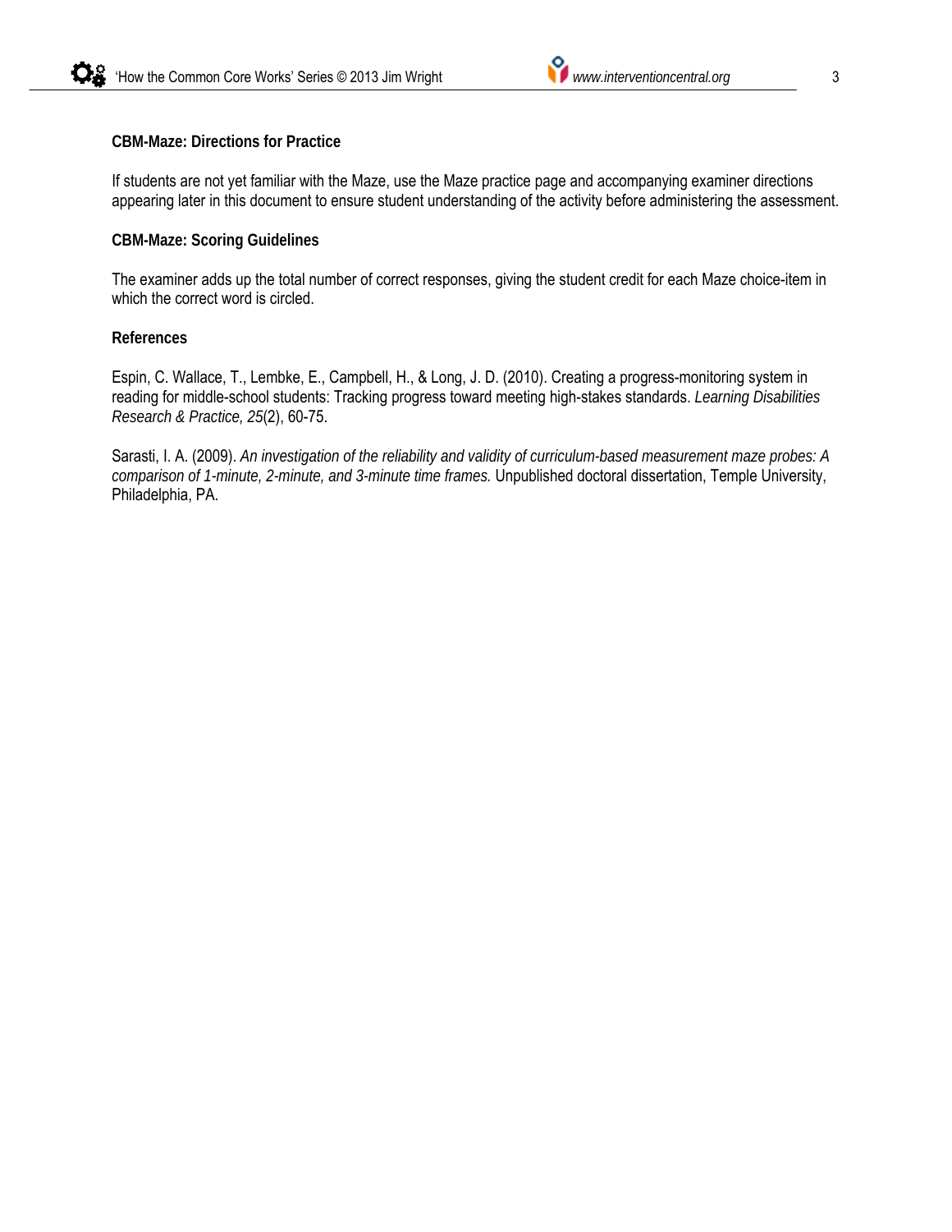**CBM-Maze: Directions for Practice**

If students are not yet familiar with the Maze, use the Maze practice page and accompanying examiner directions appearing later in this document to ensure student understanding of the activity before administering the assessment.

**CBM-Maze: Scoring Guidelines**

The examiner adds up the total number of correct responses, giving the student credit for each Maze choice-item in which the correct word is circled.

**References**

Espin, C. Wallace, T., Lembke, E., Campbell, H., & Long, J. D. (2010). Creating a progress-monitoring system in reading for middle-school students: Tracking progress toward meeting high-stakes standards. *Learning Disabilities Research & Practice, 25*(2), 60-75.

Sarasti, I. A. (2009). *An investigation of the reliability and validity of curriculum-based measurement maze probes: A comparison of 1-minute, 2-minute, and 3-minute time frames.* Unpublished doctoral dissertation, Temple University, Philadelphia, PA.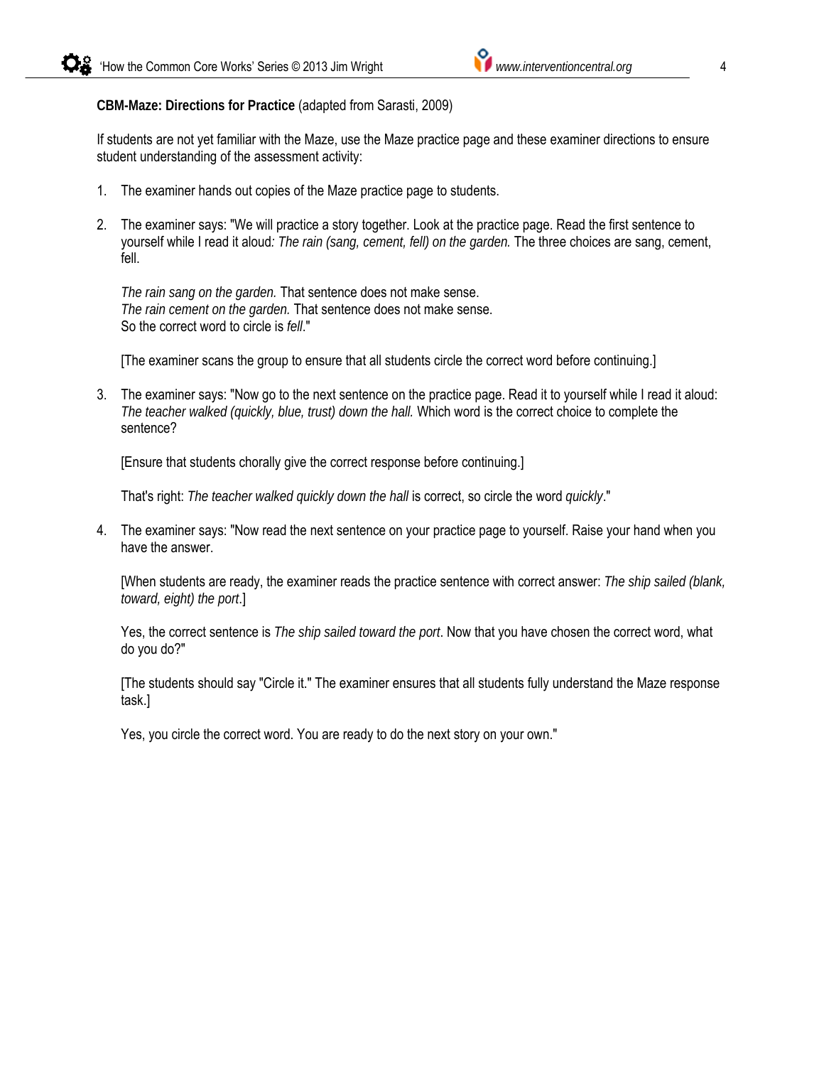**CBM-Maze: Directions for Practice** (adapted from Sarasti, 2009)

If students are not yet familiar with the Maze, use the Maze practice page and these examiner directions to ensure student understanding of the assessment activity:

1. The examiner hands out copies of the Maze practice page to students.

2. The examiner says: "We will practice a story together. Look at the practice page. Read the first sentence to yourself while I read it aloud*: The rain (sang, cement, fell) on the garden.* The three choices are sang, cement, fell.

   *The rain sang on the garden.* That sentence does not make sense.
   *The rain cement on the garden.* That sentence does not make sense.
   So the correct word to circle is *fell*."

   [The examiner scans the group to ensure that all students circle the correct word before continuing.]

3. The examiner says: "Now go to the next sentence on the practice page. Read it to yourself while I read it aloud: *The teacher walked (quickly, blue, trust) down the hall.* Which word is the correct choice to complete the sentence?

   [Ensure that students chorally give the correct response before continuing.]

   That's right: *The teacher walked quickly down the hall* is correct, so circle the word *quickly*."

4. The examiner says: "Now read the next sentence on your practice page to yourself. Raise your hand when you have the answer.

   [When students are ready, the examiner reads the practice sentence with correct answer: *The ship sailed (blank, toward, eight) the port*.]

   Yes, the correct sentence is *The ship sailed toward the port*. Now that you have chosen the correct word, what do you do?"

   [The students should say "Circle it." The examiner ensures that all students fully understand the Maze response task.]

   Yes, you circle the correct word. You are ready to do the next story on your own."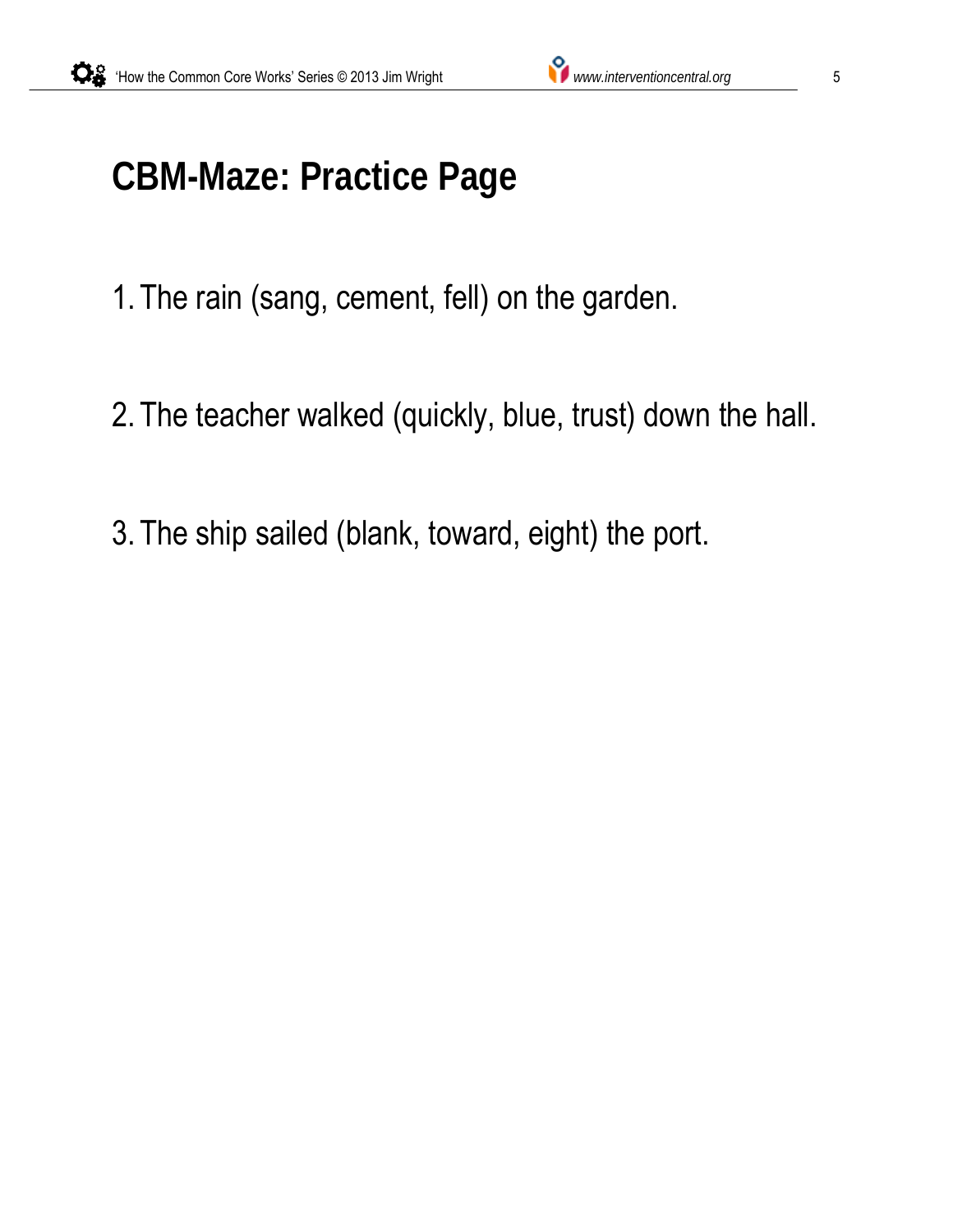# CBM-Maze: Practice Page

1. The rain (sang, cement, fell) on the garden.

2. The teacher walked (quickly, blue, trust) down the hall.

3. The ship sailed (blank, toward, eight) the port.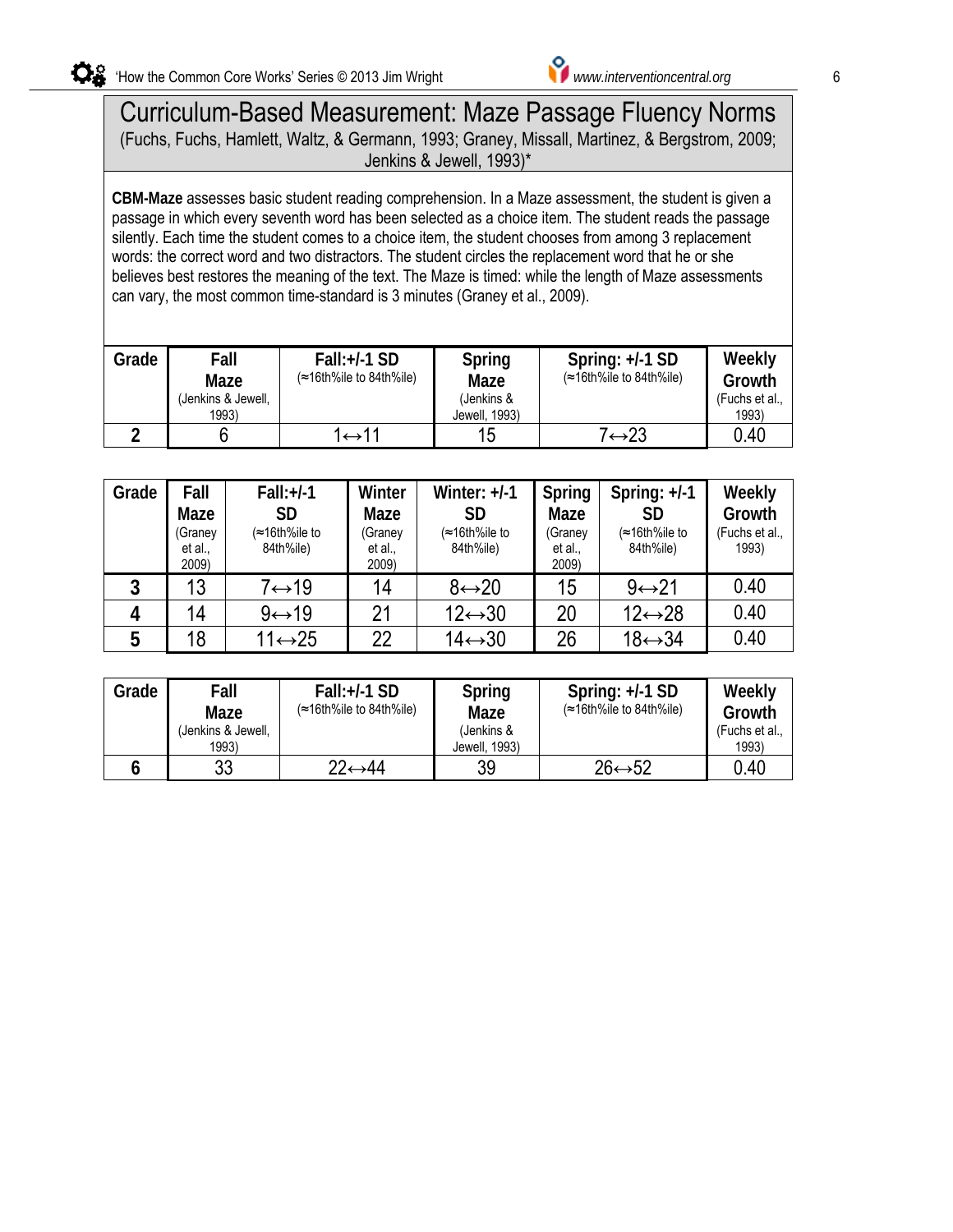# Curriculum-Based Measurement: Maze Passage Fluency Norms

(Fuchs, Fuchs, Hamlett, Waltz, & Germann, 1993; Graney, Missall, Martinez, & Bergstrom, 2009; Jenkins & Jewell, 1993)*

**CBM-Maze** assesses basic student reading comprehension. In a Maze assessment, the student is given a passage in which every seventh word has been selected as a choice item. The student reads the passage silently. Each time the student comes to a choice item, the student chooses from among 3 replacement words: the correct word and two distractors. The student circles the replacement word that he or she believes best restores the meaning of the text. The Maze is timed: while the length of Maze assessments can vary, the most common time-standard is 3 minutes (Graney et al., 2009).

| Grade | Fall Maze (Jenkins & Jewell, 1993) | Fall:+/-1 SD (≈16th%ile to 84th%ile) | Spring Maze (Jenkins & Jewell, 1993) | Spring: +/-1 SD (≈16th%ile to 84th%ile) | Weekly Growth (Fuchs et al., 1993) |
|---|---|---|---|---|---|
| 2 | 6 | 1↔11 | 15 | 7↔23 | 0.40 |

| Grade | Fall Maze (Graney et al., 2009) | Fall:+/-1 SD (≈16th%ile to 84th%ile) | Winter Maze (Graney et al., 2009) | Winter: +/-1 SD (≈16th%ile to 84th%ile) | Spring Maze (Graney et al., 2009) | Spring: +/-1 SD (≈16th%ile to 84th%ile) | Weekly Growth (Fuchs et al., 1993) |
|---|---|---|---|---|---|---|---|
| 3 | 13 | 7↔19 | 14 | 8↔20 | 15 | 9↔21 | 0.40 |
| 4 | 14 | 9↔19 | 21 | 12↔30 | 20 | 12↔28 | 0.40 |
| 5 | 18 | 11↔25 | 22 | 14↔30 | 26 | 18↔34 | 0.40 |

| Grade | Fall Maze (Jenkins & Jewell, 1993) | Fall:+/-1 SD (≈16th%ile to 84th%ile) | Spring Maze (Jenkins & Jewell, 1993) | Spring: +/-1 SD (≈16th%ile to 84th%ile) | Weekly Growth (Fuchs et al., 1993) |
|---|---|---|---|---|---|
| 6 | 33 | 22↔44 | 39 | 26↔52 | 0.40 |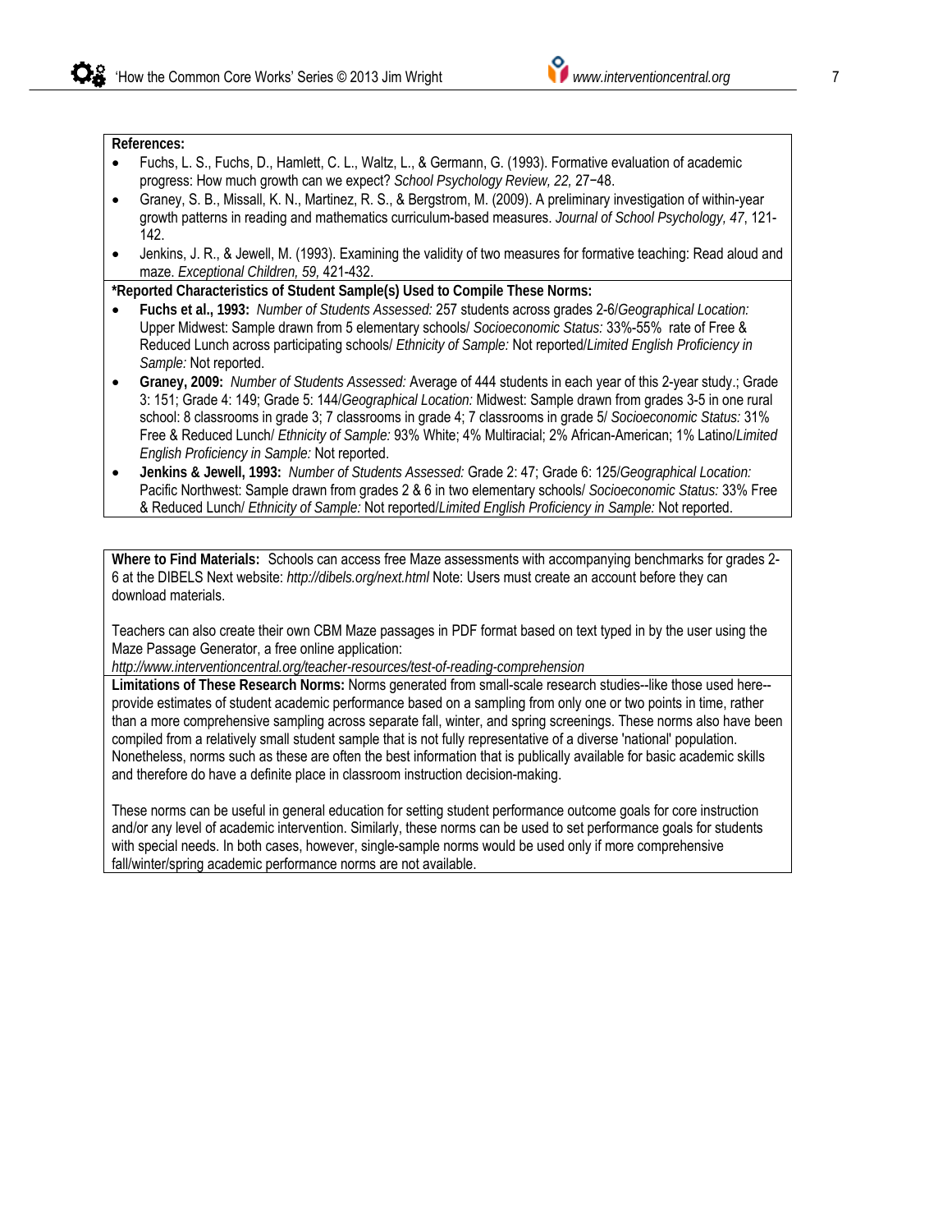**References:**

- Fuchs, L. S., Fuchs, D., Hamlett, C. L., Waltz, L., & Germann, G. (1993). Formative evaluation of academic progress: How much growth can we expect? *School Psychology Review, 22,* 27−48.
- Graney, S. B., Missall, K. N., Martinez, R. S., & Bergstrom, M. (2009). A preliminary investigation of within-year growth patterns in reading and mathematics curriculum-based measures. *Journal of School Psychology, 47*, 121-142.
- Jenkins, J. R., & Jewell, M. (1993). Examining the validity of two measures for formative teaching: Read aloud and maze. *Exceptional Children, 59,* 421-432.

**\*Reported Characteristics of Student Sample(s) Used to Compile These Norms:**

- **Fuchs et al., 1993:** *Number of Students Assessed:* 257 students across grades 2-6/*Geographical Location:* Upper Midwest: Sample drawn from 5 elementary schools/ *Socioeconomic Status:* 33%-55% rate of Free & Reduced Lunch across participating schools/ *Ethnicity of Sample:* Not reported/*Limited English Proficiency in Sample:* Not reported.
- **Graney, 2009:** *Number of Students Assessed:* Average of 444 students in each year of this 2-year study.; Grade 3: 151; Grade 4: 149; Grade 5: 144/*Geographical Location:* Midwest: Sample drawn from grades 3-5 in one rural school: 8 classrooms in grade 3; 7 classrooms in grade 4; 7 classrooms in grade 5/ *Socioeconomic Status:* 31% Free & Reduced Lunch/ *Ethnicity of Sample:* 93% White; 4% Multiracial; 2% African-American; 1% Latino/*Limited English Proficiency in Sample:* Not reported.
- **Jenkins & Jewell, 1993:** *Number of Students Assessed:* Grade 2: 47; Grade 6: 125/*Geographical Location:* Pacific Northwest: Sample drawn from grades 2 & 6 in two elementary schools/ *Socioeconomic Status:* 33% Free & Reduced Lunch/ *Ethnicity of Sample:* Not reported/*Limited English Proficiency in Sample:* Not reported.

**Where to Find Materials:** Schools can access free Maze assessments with accompanying benchmarks for grades 2-6 at the DIBELS Next website: *http://dibels.org/next.html* Note: Users must create an account before they can download materials.

Teachers can also create their own CBM Maze passages in PDF format based on text typed in by the user using the Maze Passage Generator, a free online application:
*http://www.interventioncentral.org/teacher-resources/test-of-reading-comprehension*

**Limitations of These Research Norms:** Norms generated from small-scale research studies--like those used here--provide estimates of student academic performance based on a sampling from only one or two points in time, rather than a more comprehensive sampling across separate fall, winter, and spring screenings. These norms also have been compiled from a relatively small student sample that is not fully representative of a diverse 'national' population. Nonetheless, norms such as these are often the best information that is publically available for basic academic skills and therefore do have a definite place in classroom instruction decision-making.

These norms can be useful in general education for setting student performance outcome goals for core instruction and/or any level of academic intervention. Similarly, these norms can be used to set performance goals for students with special needs. In both cases, however, single-sample norms would be used only if more comprehensive fall/winter/spring academic performance norms are not available.